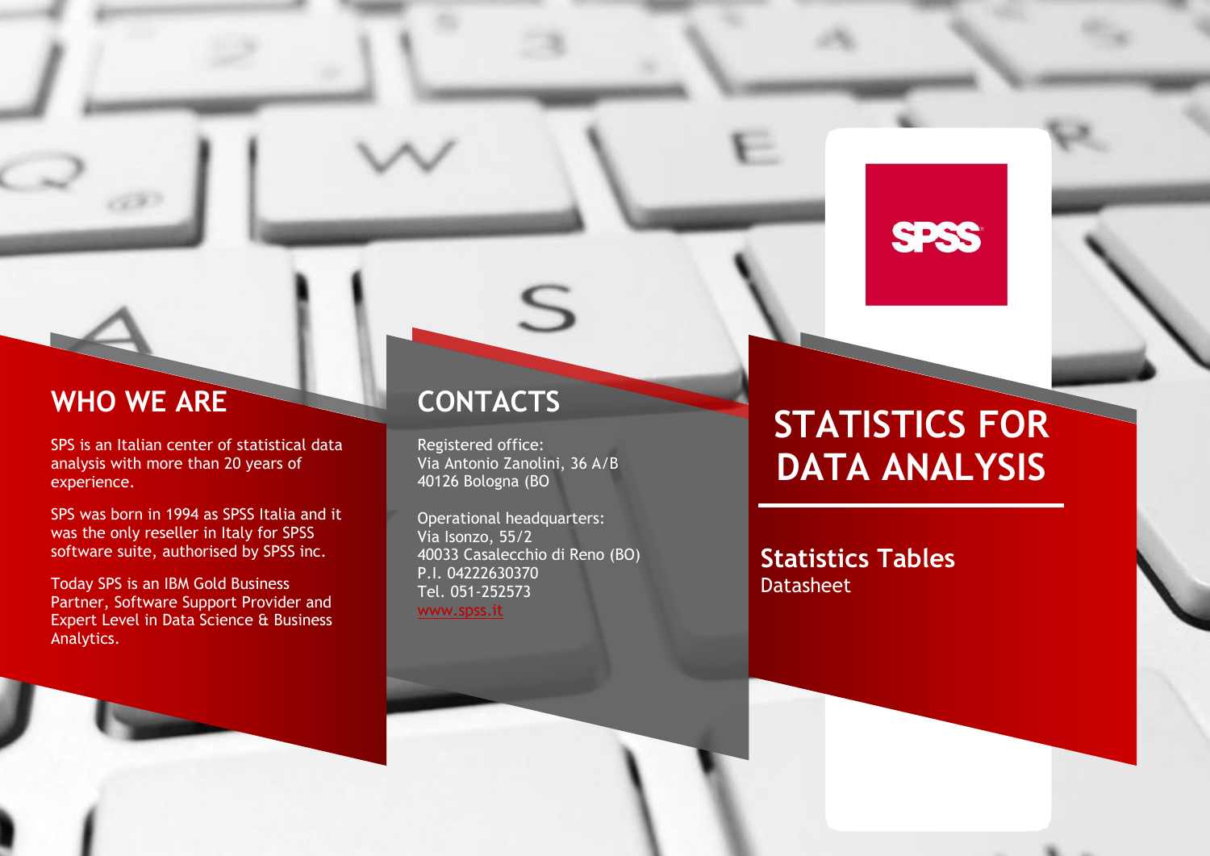# STATISTICS FOR DATA ANALYSIS

## Statistics Tables

Datasheet

## WHO WE ARE

SPS is an Italian center of statistical data analysis with more than 20 years of experience.

SPS was born in 1994 as SPSS Italia and it was the only reseller in Italy for SPSS software suite, authorised by SPSS inc.

Today SPS is an IBM Gold Business Partner, Software Support Provider and Expert Level in Data Science & Business Analytics.

## CONTACTS

Registered office:
Via Antonio Zanolini, 36 A/B
40126 Bologna (BO

Operational headquarters:
Via Isonzo, 55/2
40033 Casalecchio di Reno (BO)
P.I. 04222630370
Tel. 051-252573
www.spss.it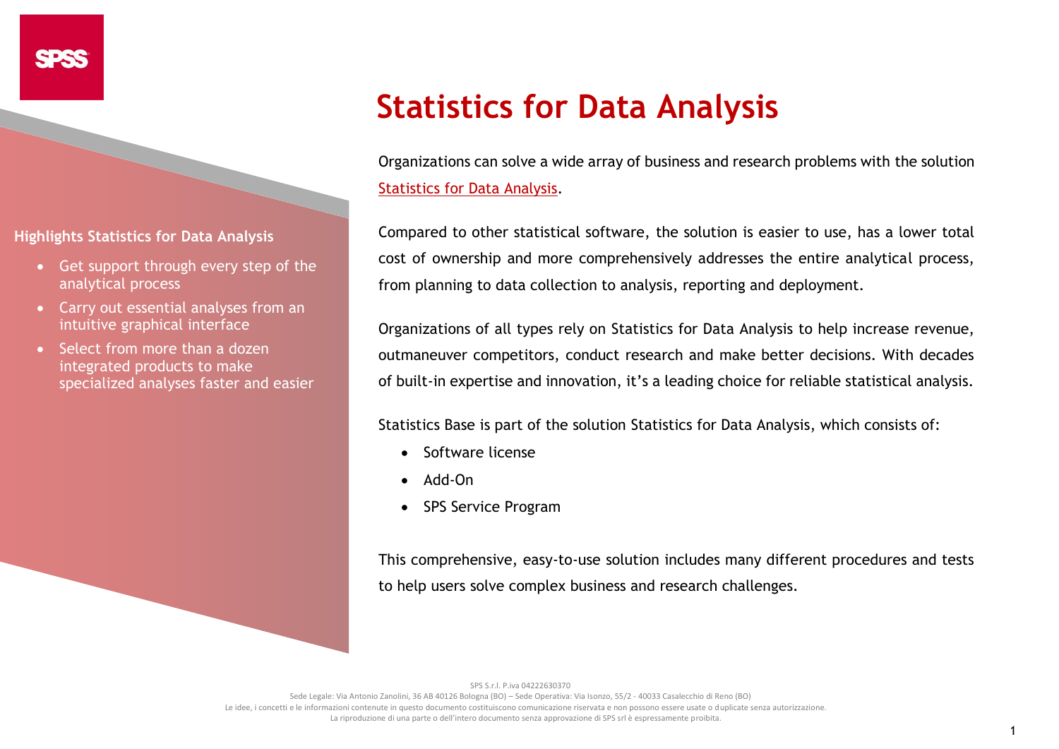# Statistics for Data Analysis

**Highlights Statistics for Data Analysis**

- Get support through every step of the analytical process
- Carry out essential analyses from an intuitive graphical interface
- Select from more than a dozen integrated products to make specialized analyses faster and easier

Organizations can solve a wide array of business and research problems with the solution Statistics for Data Analysis.

Compared to other statistical software, the solution is easier to use, has a lower total cost of ownership and more comprehensively addresses the entire analytical process, from planning to data collection to analysis, reporting and deployment.

Organizations of all types rely on Statistics for Data Analysis to help increase revenue, outmaneuver competitors, conduct research and make better decisions. With decades of built-in expertise and innovation, it's a leading choice for reliable statistical analysis.

Statistics Base is part of the solution Statistics for Data Analysis, which consists of:

- Software license
- Add-On
- SPS Service Program

This comprehensive, easy-to-use solution includes many different procedures and tests to help users solve complex business and research challenges.

SPS S.r.l. P.iva 04222630370
Sede Legale: Via Antonio Zanolini, 36 AB 40126 Bologna (BO) – Sede Operativa: Via Isonzo, 55/2 - 40033 Casalecchio di Reno (BO)
Le idee, i concetti e le informazioni contenute in questo documento costituiscono comunicazione riservata e non possono essere usate o duplicate senza autorizzazione.
La riproduzione di una parte o dell'intero documento senza approvazione di SPS srl è espressamente proibita.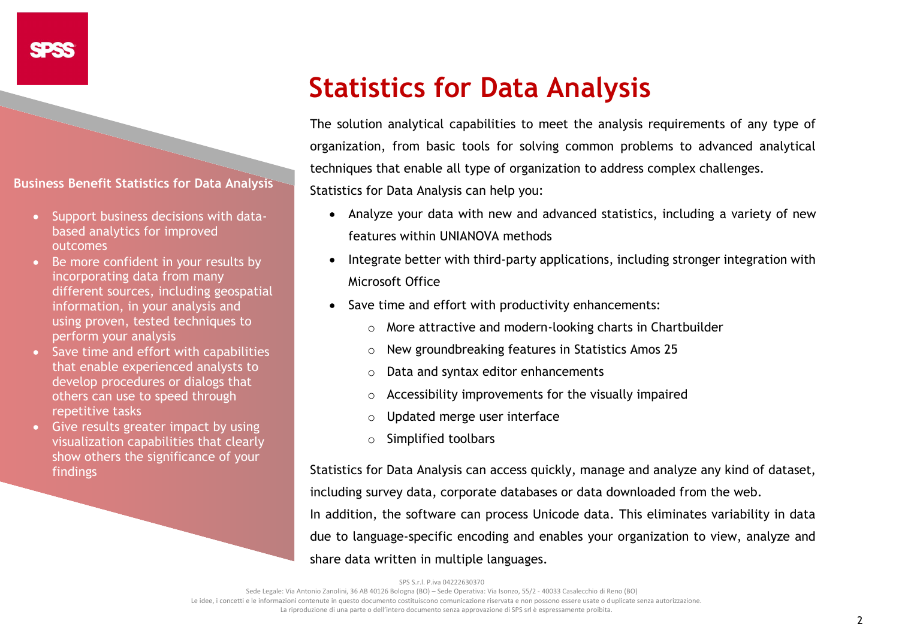# Statistics for Data Analysis

**Business Benefit Statistics for Data Analysis**

- Support business decisions with data-based analytics for improved outcomes
- Be more confident in your results by incorporating data from many different sources, including geospatial information, in your analysis and using proven, tested techniques to perform your analysis
- Save time and effort with capabilities that enable experienced analysts to develop procedures or dialogs that others can use to speed through repetitive tasks
- Give results greater impact by using visualization capabilities that clearly show others the significance of your findings

The solution analytical capabilities to meet the analysis requirements of any type of organization, from basic tools for solving common problems to advanced analytical techniques that enable all type of organization to address complex challenges.
Statistics for Data Analysis can help you:

- Analyze your data with new and advanced statistics, including a variety of new features within UNIANOVA methods
- Integrate better with third-party applications, including stronger integration with Microsoft Office
- Save time and effort with productivity enhancements:
  - More attractive and modern-looking charts in Chartbuilder
  - New groundbreaking features in Statistics Amos 25
  - Data and syntax editor enhancements
  - Accessibility improvements for the visually impaired
  - Updated merge user interface
  - Simplified toolbars

Statistics for Data Analysis can access quickly, manage and analyze any kind of dataset, including survey data, corporate databases or data downloaded from the web.
In addition, the software can process Unicode data. This eliminates variability in data due to language-specific encoding and enables your organization to view, analyze and share data written in multiple languages.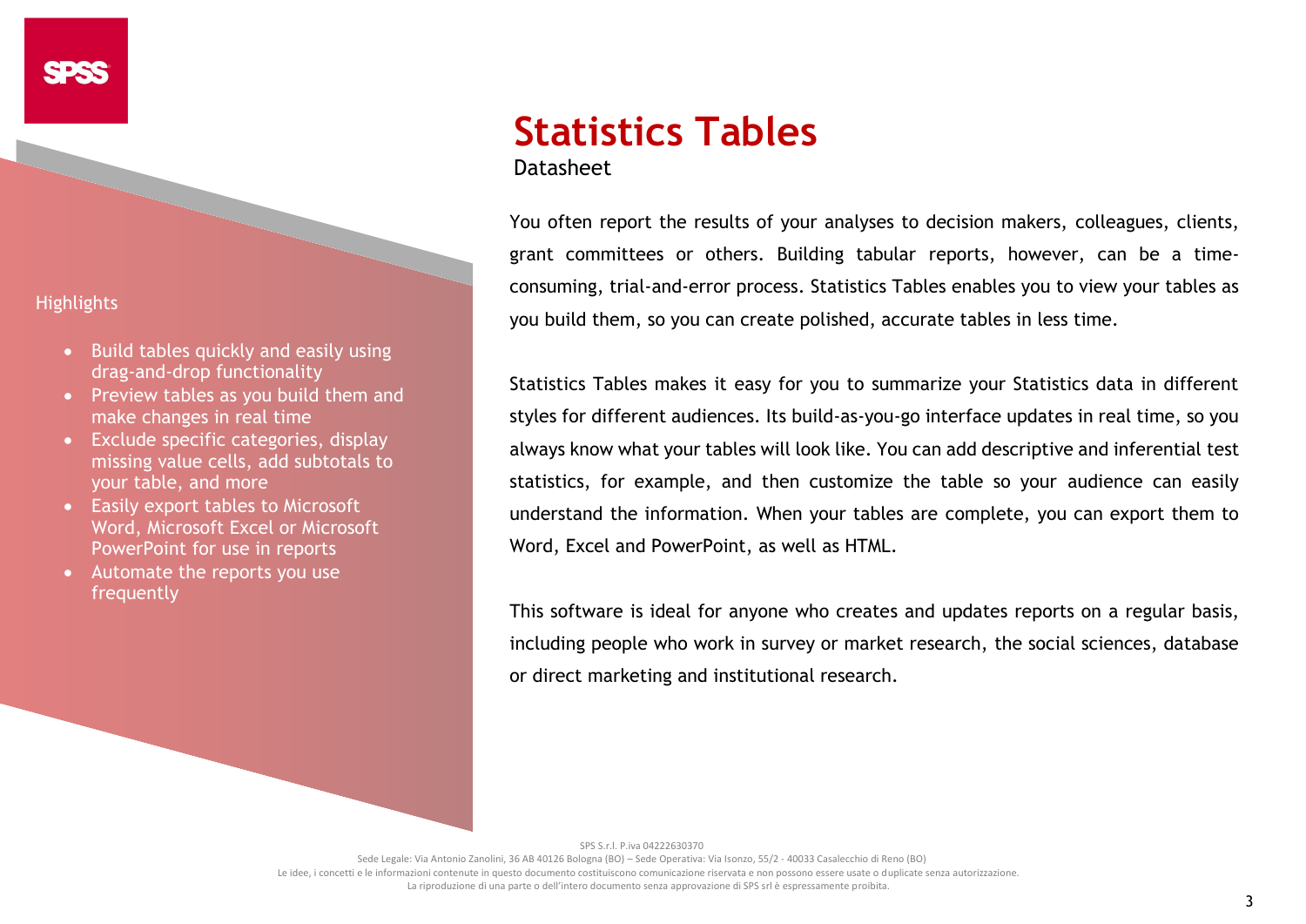# Statistics Tables

Datasheet

You often report the results of your analyses to decision makers, colleagues, clients, grant committees or others. Building tabular reports, however, can be a time-consuming, trial-and-error process. Statistics Tables enables you to view your tables as you build them, so you can create polished, accurate tables in less time.

Statistics Tables makes it easy for you to summarize your Statistics data in different styles for different audiences. Its build-as-you-go interface updates in real time, so you always know what your tables will look like. You can add descriptive and inferential test statistics, for example, and then customize the table so your audience can easily understand the information. When your tables are complete, you can export them to Word, Excel and PowerPoint, as well as HTML.

This software is ideal for anyone who creates and updates reports on a regular basis, including people who work in survey or market research, the social sciences, database or direct marketing and institutional research.

## Highlights

- Build tables quickly and easily using drag-and-drop functionality
- Preview tables as you build them and make changes in real time
- Exclude specific categories, display missing value cells, add subtotals to your table, and more
- Easily export tables to Microsoft Word, Microsoft Excel or Microsoft PowerPoint for use in reports
- Automate the reports you use frequently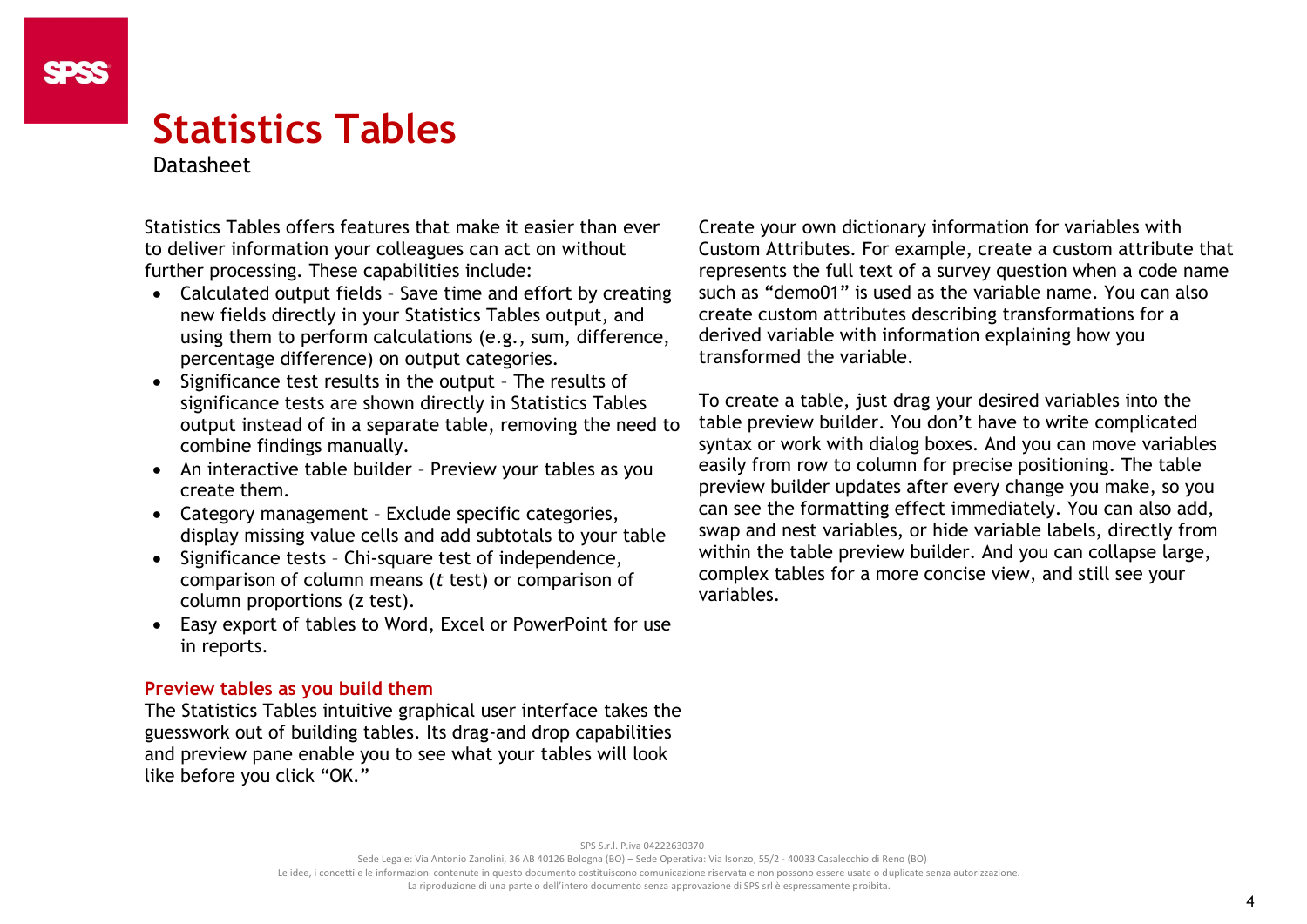# Statistics Tables

Datasheet

Statistics Tables offers features that make it easier than ever to deliver information your colleagues can act on without further processing. These capabilities include:

- Calculated output fields – Save time and effort by creating new fields directly in your Statistics Tables output, and using them to perform calculations (e.g., sum, difference, percentage difference) on output categories.
- Significance test results in the output – The results of significance tests are shown directly in Statistics Tables output instead of in a separate table, removing the need to combine findings manually.
- An interactive table builder – Preview your tables as you create them.
- Category management – Exclude specific categories, display missing value cells and add subtotals to your table
- Significance tests – Chi-square test of independence, comparison of column means (*t* test) or comparison of column proportions (z test).
- Easy export of tables to Word, Excel or PowerPoint for use in reports.

## Preview tables as you build them

The Statistics Tables intuitive graphical user interface takes the guesswork out of building tables. Its drag-and drop capabilities and preview pane enable you to see what your tables will look like before you click "OK."

Create your own dictionary information for variables with Custom Attributes. For example, create a custom attribute that represents the full text of a survey question when a code name such as "demo01" is used as the variable name. You can also create custom attributes describing transformations for a derived variable with information explaining how you transformed the variable.

To create a table, just drag your desired variables into the table preview builder. You don't have to write complicated syntax or work with dialog boxes. And you can move variables easily from row to column for precise positioning. The table preview builder updates after every change you make, so you can see the formatting effect immediately. You can also add, swap and nest variables, or hide variable labels, directly from within the table preview builder. And you can collapse large, complex tables for a more concise view, and still see your variables.

SPS S.r.l. P.iva 04222630370

Sede Legale: Via Antonio Zanolini, 36 AB 40126 Bologna (BO) – Sede Operativa: Via Isonzo, 55/2 - 40033 Casalecchio di Reno (BO)

Le idee, i concetti e le informazioni contenute in questo documento costituiscono comunicazione riservata e non possono essere usate o duplicate senza autorizzazione.

La riproduzione di una parte o dell'intero documento senza approvazione di SPS srl è espressamente proibita.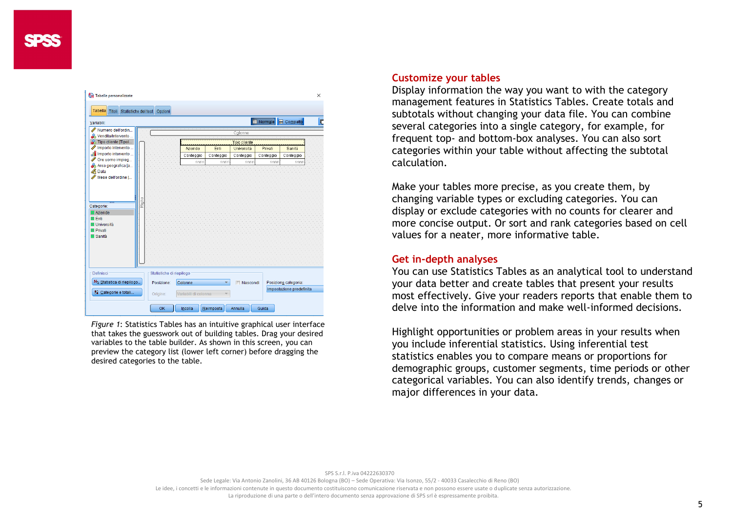*Figure 1*: Statistics Tables has an intuitive graphical user interface that takes the guesswork out of building tables. Drag your desired variables to the table builder. As shown in this screen, you can preview the category list (lower left corner) before dragging the desired categories to the table.

## Customize your tables

Display information the way you want to with the category management features in Statistics Tables. Create totals and subtotals without changing your data file. You can combine several categories into a single category, for example, for frequent top- and bottom-box analyses. You can also sort categories within your table without affecting the subtotal calculation.

Make your tables more precise, as you create them, by changing variable types or excluding categories. You can display or exclude categories with no counts for clearer and more concise output. Or sort and rank categories based on cell values for a neater, more informative table.

## Get in-depth analyses

You can use Statistics Tables as an analytical tool to understand your data better and create tables that present your results most effectively. Give your readers reports that enable them to delve into the information and make well-informed decisions.

Highlight opportunities or problem areas in your results when you include inferential statistics. Using inferential test statistics enables you to compare means or proportions for demographic groups, customer segments, time periods or other categorical variables. You can also identify trends, changes or major differences in your data.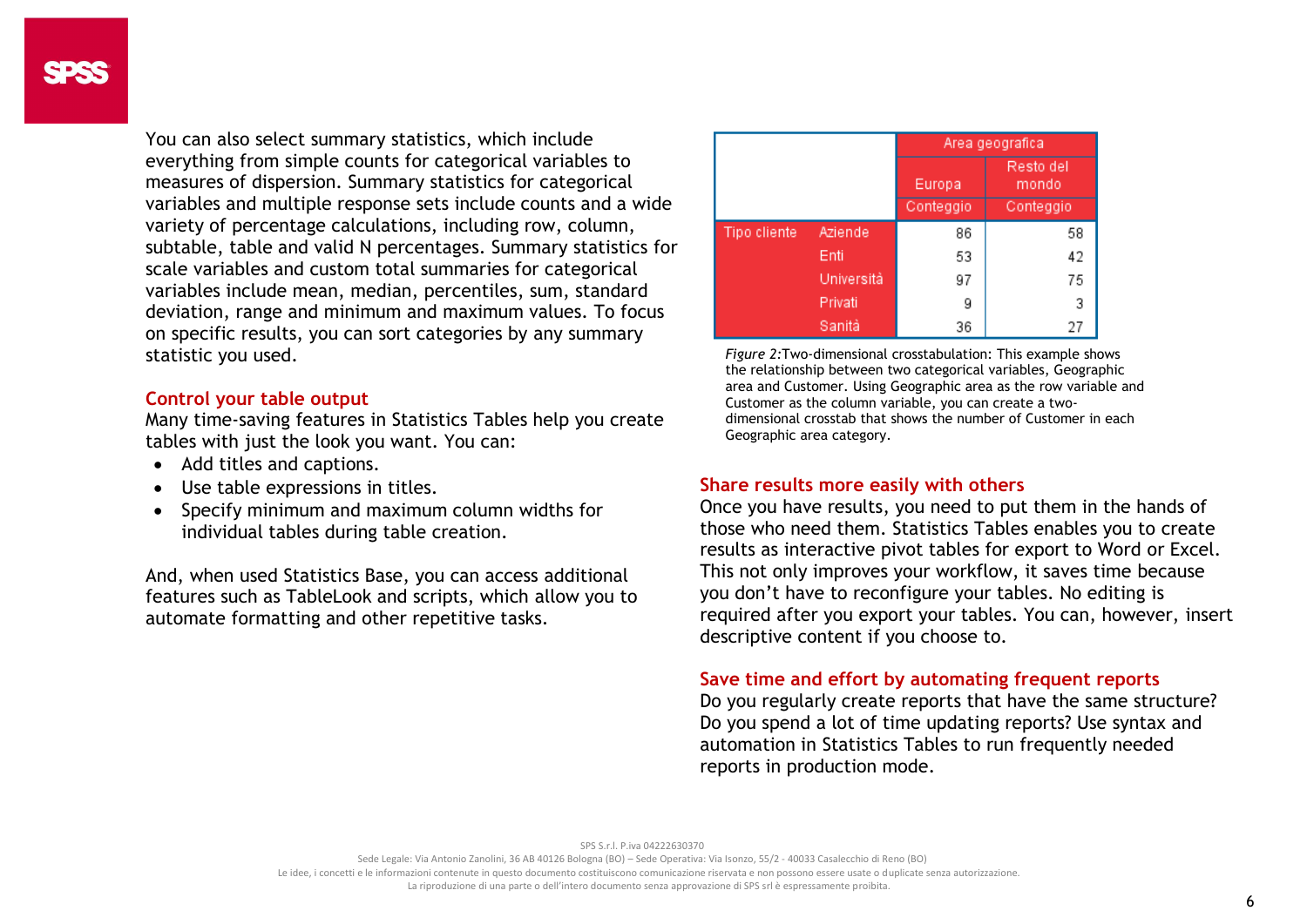You can also select summary statistics, which include everything from simple counts for categorical variables to measures of dispersion. Summary statistics for categorical variables and multiple response sets include counts and a wide variety of percentage calculations, including row, column, subtable, table and valid N percentages. Summary statistics for scale variables and custom total summaries for categorical variables include mean, median, percentiles, sum, standard deviation, range and minimum and maximum values. To focus on specific results, you can sort categories by any summary statistic you used.

### Control your table output

Many time-saving features in Statistics Tables help you create tables with just the look you want. You can:

- Add titles and captions.
- Use table expressions in titles.
- Specify minimum and maximum column widths for individual tables during table creation.

And, when used Statistics Base, you can access additional features such as TableLook and scripts, which allow you to automate formatting and other repetitive tasks.

| | | Area geografica | |
|---|---|---|---|
| | | Europa | Resto del mondo |
| | | Conteggio | Conteggio |
| Tipo cliente | Aziende | 86 | 58 |
| | Enti | 53 | 42 |
| | Università | 97 | 75 |
| | Privati | 9 | 3 |
| | Sanità | 36 | 27 |

*Figure 2:*Two-dimensional crosstabulation: This example shows the relationship between two categorical variables, Geographic area and Customer. Using Geographic area as the row variable and Customer as the column variable, you can create a two-dimensional crosstab that shows the number of Customer in each Geographic area category.

### Share results more easily with others

Once you have results, you need to put them in the hands of those who need them. Statistics Tables enables you to create results as interactive pivot tables for export to Word or Excel. This not only improves your workflow, it saves time because you don't have to reconfigure your tables. No editing is required after you export your tables. You can, however, insert descriptive content if you choose to.

### Save time and effort by automating frequent reports

Do you regularly create reports that have the same structure? Do you spend a lot of time updating reports? Use syntax and automation in Statistics Tables to run frequently needed reports in production mode.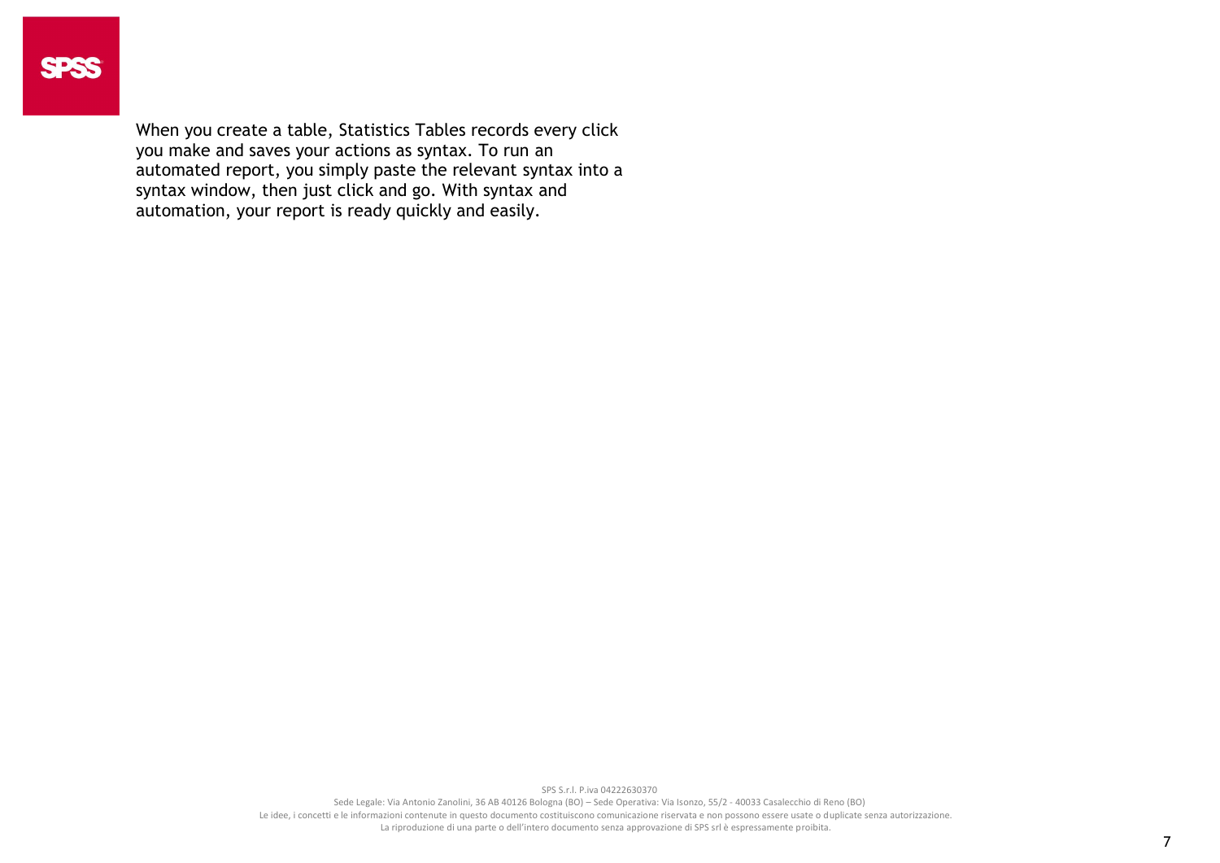When you create a table, Statistics Tables records every click you make and saves your actions as syntax. To run an automated report, you simply paste the relevant syntax into a syntax window, then just click and go. With syntax and automation, your report is ready quickly and easily.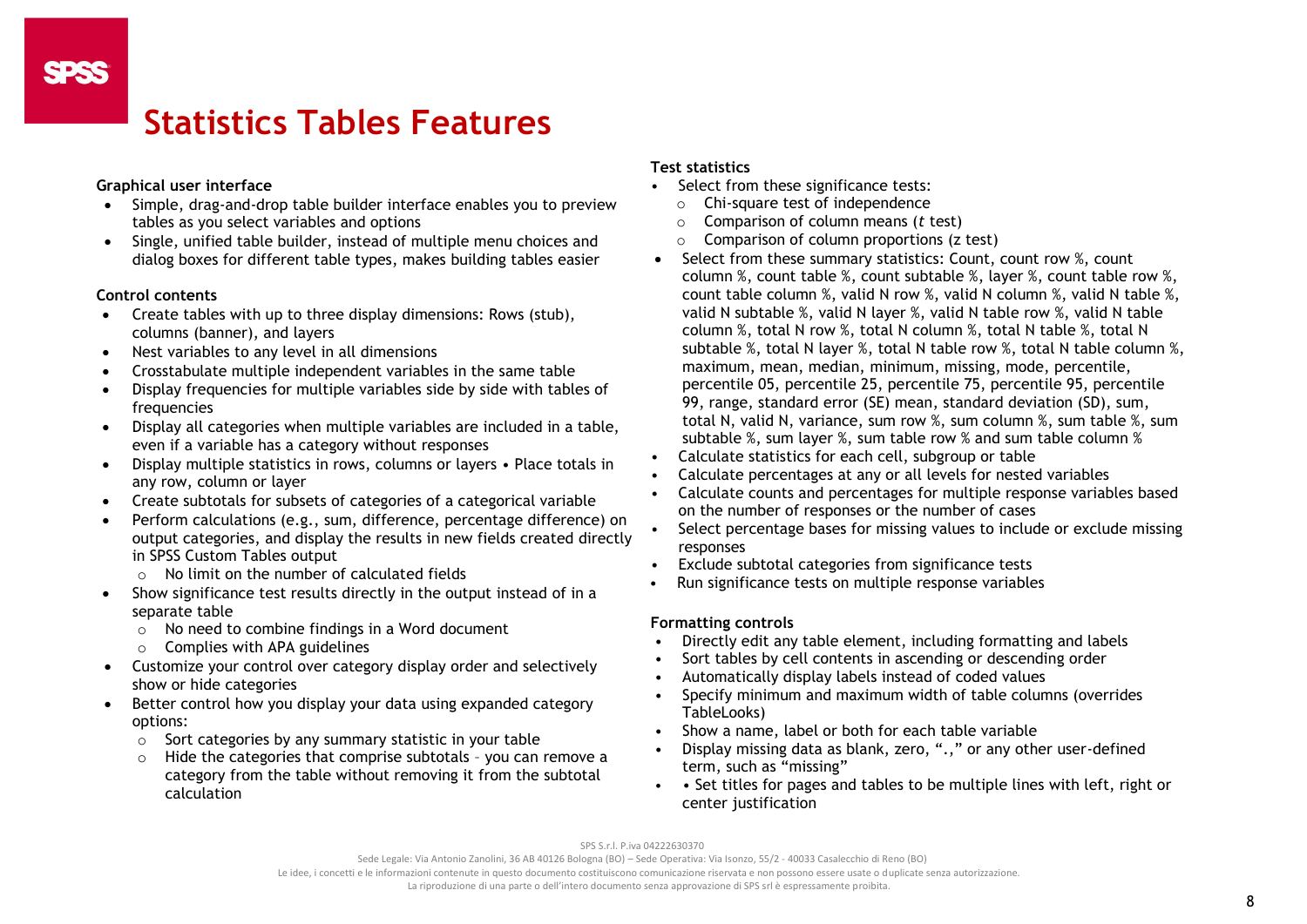# Statistics Tables Features

**Graphical user interface**

- Simple, drag-and-drop table builder interface enables you to preview tables as you select variables and options
- Single, unified table builder, instead of multiple menu choices and dialog boxes for different table types, makes building tables easier

**Control contents**

- Create tables with up to three display dimensions: Rows (stub), columns (banner), and layers
- Nest variables to any level in all dimensions
- Crosstabulate multiple independent variables in the same table
- Display frequencies for multiple variables side by side with tables of frequencies
- Display all categories when multiple variables are included in a table, even if a variable has a category without responses
- Display multiple statistics in rows, columns or layers • Place totals in any row, column or layer
- Create subtotals for subsets of categories of a categorical variable
- Perform calculations (e.g., sum, difference, percentage difference) on output categories, and display the results in new fields created directly in SPSS Custom Tables output
  - No limit on the number of calculated fields
- Show significance test results directly in the output instead of in a separate table
  - No need to combine findings in a Word document
  - Complies with APA guidelines
- Customize your control over category display order and selectively show or hide categories
- Better control how you display your data using expanded category options:
  - Sort categories by any summary statistic in your table
  - Hide the categories that comprise subtotals – you can remove a category from the table without removing it from the subtotal calculation

**Test statistics**

- Select from these significance tests:
  - Chi-square test of independence
  - Comparison of column means (*t* test)
  - Comparison of column proportions (z test)
- Select from these summary statistics: Count, count row %, count column %, count table %, count subtable %, layer %, count table row %, count table column %, valid N row %, valid N column %, valid N table %, valid N subtable %, valid N layer %, valid N table row %, valid N table column %, total N row %, total N column %, total N table %, total N subtable %, total N layer %, total N table row %, total N table column %, maximum, mean, median, minimum, missing, mode, percentile, percentile 05, percentile 25, percentile 75, percentile 95, percentile 99, range, standard error (SE) mean, standard deviation (SD), sum, total N, valid N, variance, sum row %, sum column %, sum table %, sum subtable %, sum layer %, sum table row % and sum table column %
- Calculate statistics for each cell, subgroup or table
- Calculate percentages at any or all levels for nested variables
- Calculate counts and percentages for multiple response variables based on the number of responses or the number of cases
- Select percentage bases for missing values to include or exclude missing responses
- Exclude subtotal categories from significance tests
- Run significance tests on multiple response variables

**Formatting controls**

- Directly edit any table element, including formatting and labels
- Sort tables by cell contents in ascending or descending order
- Automatically display labels instead of coded values
- Specify minimum and maximum width of table columns (overrides TableLooks)
- Show a name, label or both for each table variable
- Display missing data as blank, zero, "."," or any other user-defined term, such as "missing"
- • Set titles for pages and tables to be multiple lines with left, right or center justification

SPS S.r.l. P.iva 04222630370

Sede Legale: Via Antonio Zanolini, 36 AB 40126 Bologna (BO) – Sede Operativa: Via Isonzo, 55/2 - 40033 Casalecchio di Reno (BO)

Le idee, i concetti e le informazioni contenute in questo documento costituiscono comunicazione riservata e non possono essere usate o duplicate senza autorizzazione.

La riproduzione di una parte o dell'intero documento senza approvazione di SPS srl è espressamente proibita.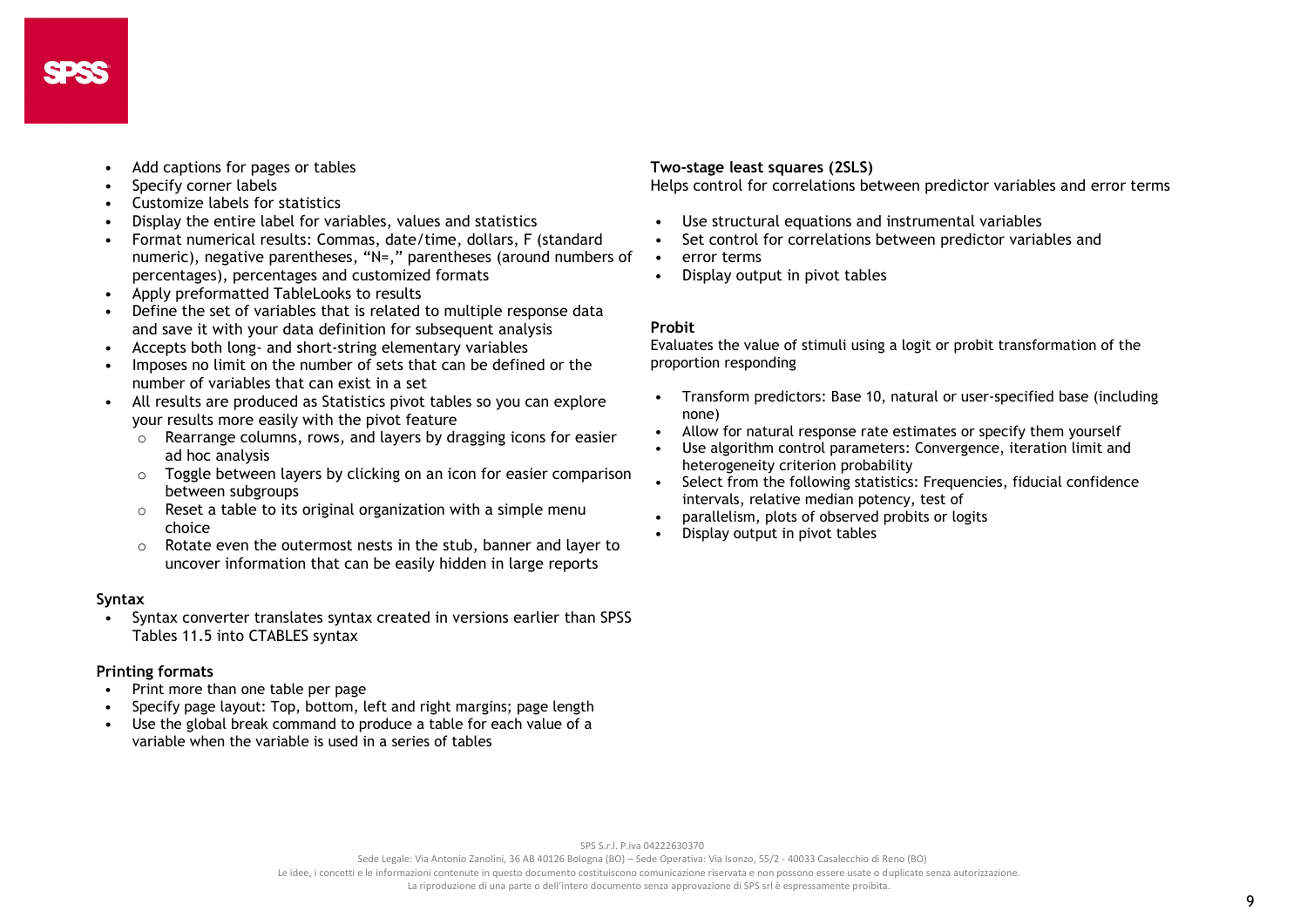- Add captions for pages or tables
- Specify corner labels
- Customize labels for statistics
- Display the entire label for variables, values and statistics
- Format numerical results: Commas, date/time, dollars, F (standard numeric), negative parentheses, "N=," parentheses (around numbers of percentages), percentages and customized formats
- Apply preformatted TableLooks to results
- Define the set of variables that is related to multiple response data and save it with your data definition for subsequent analysis
- Accepts both long- and short-string elementary variables
- Imposes no limit on the number of sets that can be defined or the number of variables that can exist in a set
- All results are produced as Statistics pivot tables so you can explore your results more easily with the pivot feature
  - Rearrange columns, rows, and layers by dragging icons for easier ad hoc analysis
  - Toggle between layers by clicking on an icon for easier comparison between subgroups
  - Reset a table to its original organization with a simple menu choice
  - Rotate even the outermost nests in the stub, banner and layer to uncover information that can be easily hidden in large reports

**Syntax**

- Syntax converter translates syntax created in versions earlier than SPSS Tables 11.5 into CTABLES syntax

**Printing formats**

- Print more than one table per page
- Specify page layout: Top, bottom, left and right margins; page length
- Use the global break command to produce a table for each value of a variable when the variable is used in a series of tables

**Two-stage least squares (2SLS)**

Helps control for correlations between predictor variables and error terms

- Use structural equations and instrumental variables
- Set control for correlations between predictor variables and
- error terms
- Display output in pivot tables

**Probit**

Evaluates the value of stimuli using a logit or probit transformation of the proportion responding

- Transform predictors: Base 10, natural or user-specified base (including none)
- Allow for natural response rate estimates or specify them yourself
- Use algorithm control parameters: Convergence, iteration limit and heterogeneity criterion probability
- Select from the following statistics: Frequencies, fiducial confidence intervals, relative median potency, test of
- parallelism, plots of observed probits or logits
- Display output in pivot tables

SPS S.r.l. P.iva 04222630370

Sede Legale: Via Antonio Zanolini, 36 AB 40126 Bologna (BO) – Sede Operativa: Via Isonzo, 55/2 - 40033 Casalecchio di Reno (BO)

Le idee, i concetti e le informazioni contenute in questo documento costituiscono comunicazione riservata e non possono essere usate o duplicate senza autorizzazione.

La riproduzione di una parte o dell'intero documento senza approvazione di SPS srl è espressamente proibita.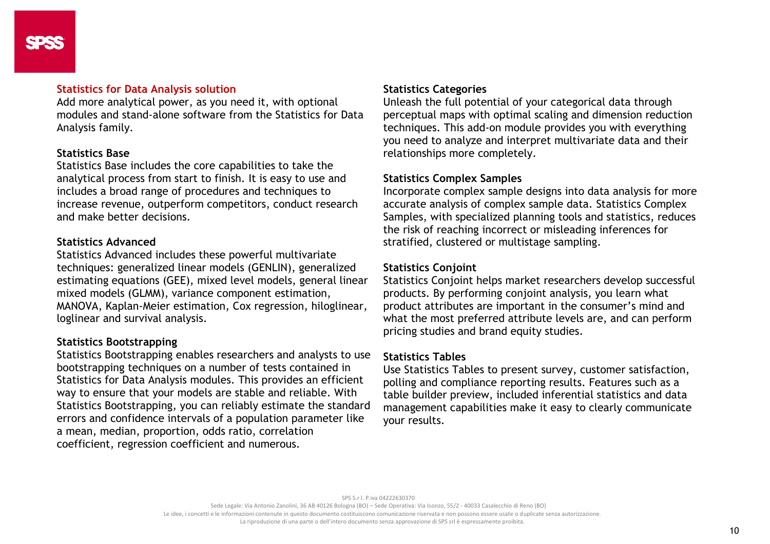## Statistics for Data Analysis solution

Add more analytical power, as you need it, with optional modules and stand-alone software from the Statistics for Data Analysis family.

### Statistics Base

Statistics Base includes the core capabilities to take the analytical process from start to finish. It is easy to use and includes a broad range of procedures and techniques to increase revenue, outperform competitors, conduct research and make better decisions.

### Statistics Advanced

Statistics Advanced includes these powerful multivariate techniques: generalized linear models (GENLIN), generalized estimating equations (GEE), mixed level models, general linear mixed models (GLMM), variance component estimation, MANOVA, Kaplan-Meier estimation, Cox regression, hiloglinear, loglinear and survival analysis.

### Statistics Bootstrapping

Statistics Bootstrapping enables researchers and analysts to use bootstrapping techniques on a number of tests contained in Statistics for Data Analysis modules. This provides an efficient way to ensure that your models are stable and reliable. With Statistics Bootstrapping, you can reliably estimate the standard errors and confidence intervals of a population parameter like a mean, median, proportion, odds ratio, correlation coefficient, regression coefficient and numerous.

### Statistics Categories

Unleash the full potential of your categorical data through perceptual maps with optimal scaling and dimension reduction techniques. This add-on module provides you with everything you need to analyze and interpret multivariate data and their relationships more completely.

### Statistics Complex Samples

Incorporate complex sample designs into data analysis for more accurate analysis of complex sample data. Statistics Complex Samples, with specialized planning tools and statistics, reduces the risk of reaching incorrect or misleading inferences for stratified, clustered or multistage sampling.

### Statistics Conjoint

Statistics Conjoint helps market researchers develop successful products. By performing conjoint analysis, you learn what product attributes are important in the consumer's mind and what the most preferred attribute levels are, and can perform pricing studies and brand equity studies.

### Statistics Tables

Use Statistics Tables to present survey, customer satisfaction, polling and compliance reporting results. Features such as a table builder preview, included inferential statistics and data management capabilities make it easy to clearly communicate your results.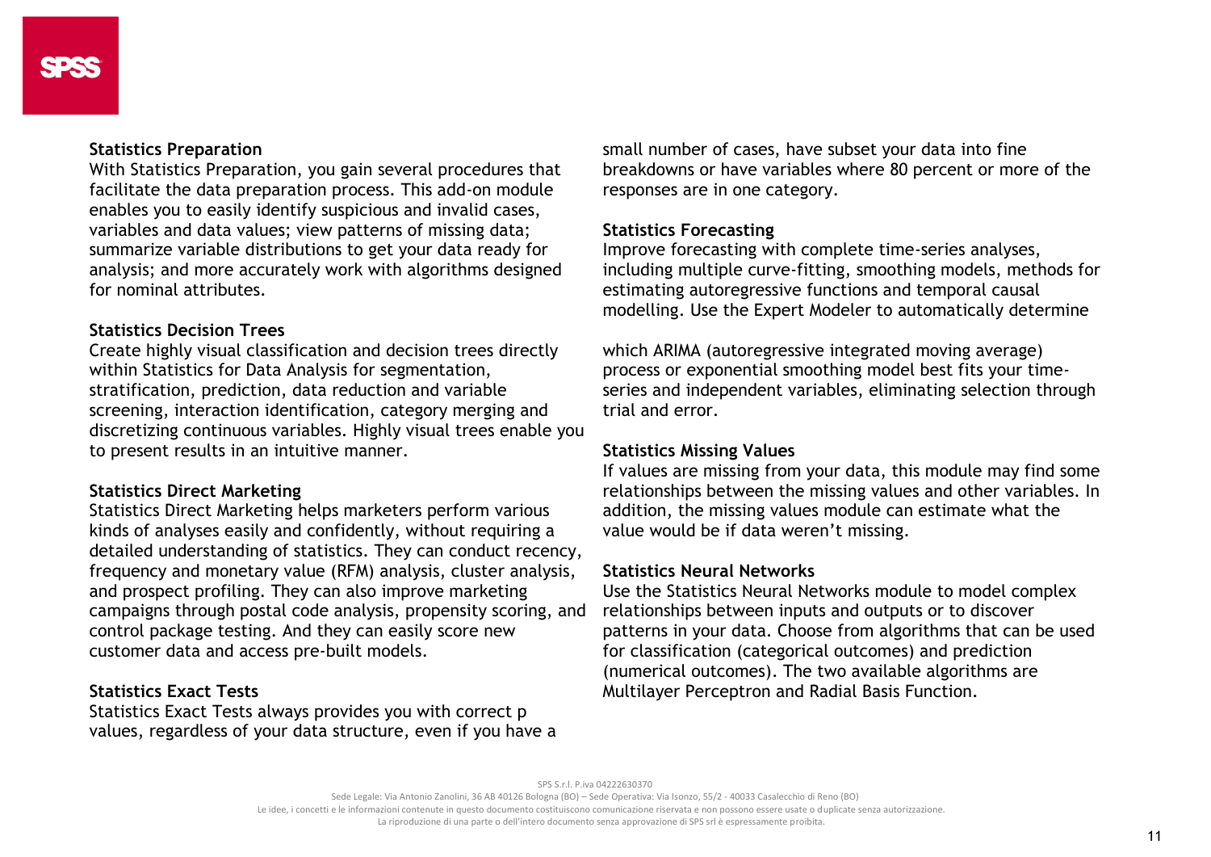### Statistics Preparation

With Statistics Preparation, you gain several procedures that facilitate the data preparation process. This add-on module enables you to easily identify suspicious and invalid cases, variables and data values; view patterns of missing data; summarize variable distributions to get your data ready for analysis; and more accurately work with algorithms designed for nominal attributes.

### Statistics Decision Trees

Create highly visual classification and decision trees directly within Statistics for Data Analysis for segmentation, stratification, prediction, data reduction and variable screening, interaction identification, category merging and discretizing continuous variables. Highly visual trees enable you to present results in an intuitive manner.

### Statistics Direct Marketing

Statistics Direct Marketing helps marketers perform various kinds of analyses easily and confidently, without requiring a detailed understanding of statistics. They can conduct recency, frequency and monetary value (RFM) analysis, cluster analysis, and prospect profiling. They can also improve marketing campaigns through postal code analysis, propensity scoring, and control package testing. And they can easily score new customer data and access pre-built models.

### Statistics Exact Tests

Statistics Exact Tests always provides you with correct p values, regardless of your data structure, even if you have a small number of cases, have subset your data into fine breakdowns or have variables where 80 percent or more of the responses are in one category.

### Statistics Forecasting

Improve forecasting with complete time-series analyses, including multiple curve-fitting, smoothing models, methods for estimating autoregressive functions and temporal causal modelling. Use the Expert Modeler to automatically determine which ARIMA (autoregressive integrated moving average) process or exponential smoothing model best fits your time-series and independent variables, eliminating selection through trial and error.

### Statistics Missing Values

If values are missing from your data, this module may find some relationships between the missing values and other variables. In addition, the missing values module can estimate what the value would be if data weren't missing.

### Statistics Neural Networks

Use the Statistics Neural Networks module to model complex relationships between inputs and outputs or to discover patterns in your data. Choose from algorithms that can be used for classification (categorical outcomes) and prediction (numerical outcomes). The two available algorithms are Multilayer Perceptron and Radial Basis Function.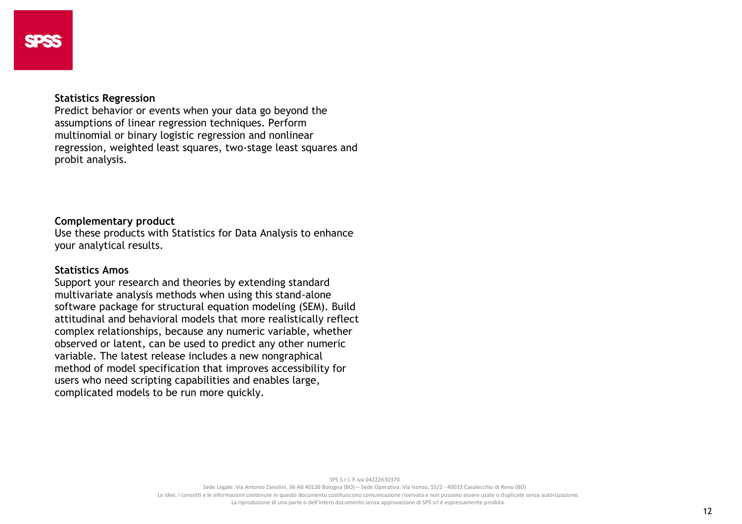**Statistics Regression**
Predict behavior or events when your data go beyond the assumptions of linear regression techniques. Perform multinomial or binary logistic regression and nonlinear regression, weighted least squares, two-stage least squares and probit analysis.

**Complementary product**
Use these products with Statistics for Data Analysis to enhance your analytical results.

**Statistics Amos**
Support your research and theories by extending standard multivariate analysis methods when using this stand-alone software package for structural equation modeling (SEM). Build attitudinal and behavioral models that more realistically reflect complex relationships, because any numeric variable, whether observed or latent, can be used to predict any other numeric variable. The latest release includes a new nongraphical method of model specification that improves accessibility for users who need scripting capabilities and enables large, complicated models to be run more quickly.